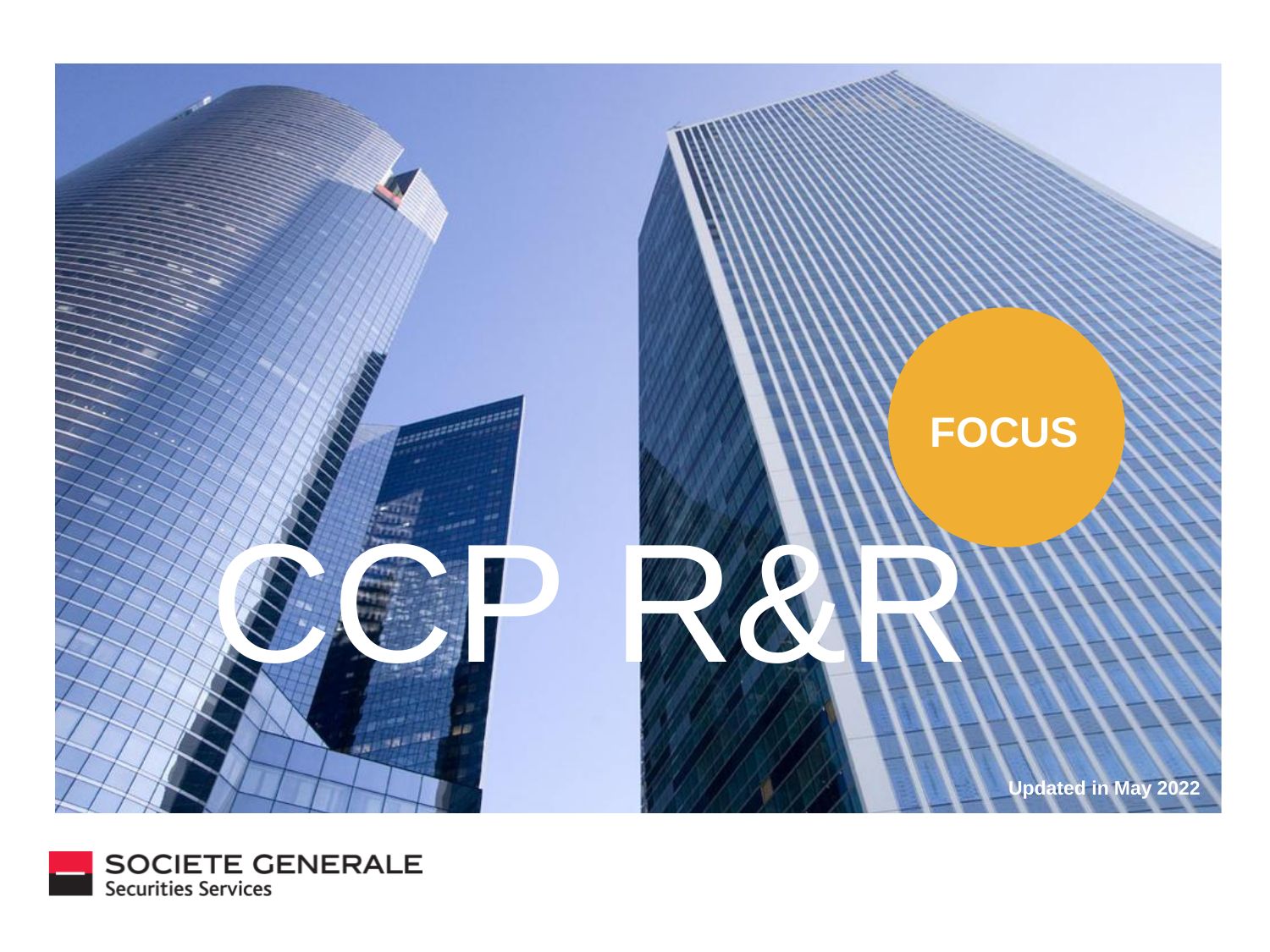# CCP R&R

**FOCUS**

**Updated in May 2022**

SOCIETE GENERALE
Securities Services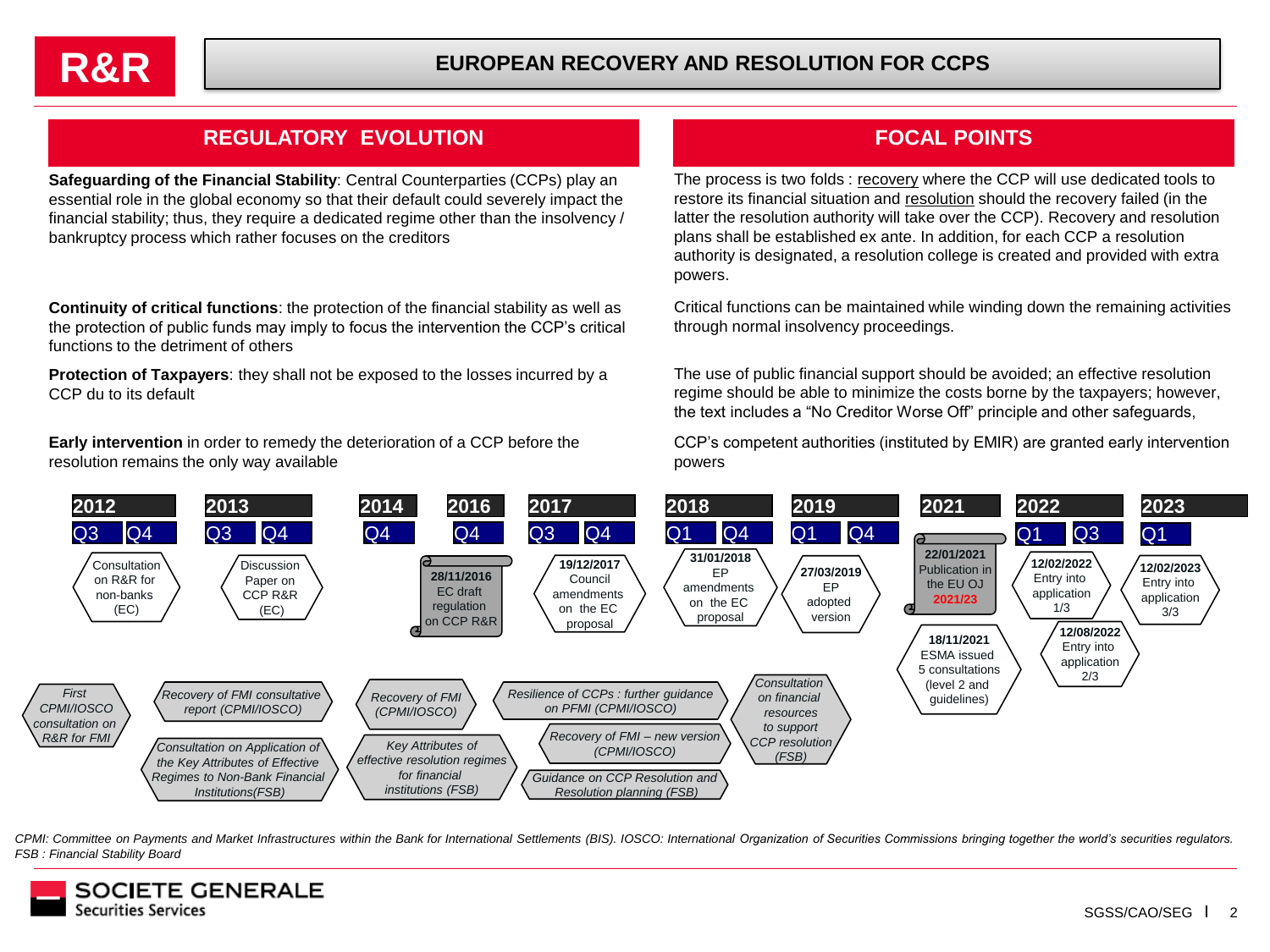# R&R — EUROPEAN RECOVERY AND RESOLUTION FOR CCPS

| REGULATORY EVOLUTION | FOCAL POINTS |
| --- | --- |
| **Safeguarding of the Financial Stability**: Central Counterparties (CCPs) play an essential role in the global economy so that their default could severely impact the financial stability; thus, they require a dedicated regime other than the insolvency / bankruptcy process which rather focuses on the creditors | The process is two folds : recovery where the CCP will use dedicated tools to restore its financial situation and resolution should the recovery failed (in the latter the resolution authority will take over the CCP). Recovery and resolution plans shall be established ex ante. In addition, for each CCP a resolution authority is designated, a resolution college is created and provided with extra powers. |
| **Continuity of critical functions**: the protection of the financial stability as well as the protection of public funds may imply to focus the intervention the CCP's critical functions to the detriment of others | Critical functions can be maintained while winding down the remaining activities through normal insolvency proceedings. |
| **Protection of Taxpayers**: they shall not be exposed to the losses incurred by a CCP du to its default | The use of public financial support should be avoided; an effective resolution regime should be able to minimize the costs borne by the taxpayers; however, the text includes a "No Creditor Worse Off" principle and other safeguards, |
| **Early intervention** in order to remedy the deterioration of a CCP before the resolution remains the only way available | CCP's competent authorities (instituted by EMIR) are granted early intervention powers |

## Timeline

- **2012 Q3**: Consultation on R&R for non-banks (EC)
- **2013 Q3**: Discussion Paper on CCP R&R (EC)
- **2016 Q4**: **28/11/2016** EC draft regulation on CCP R&R
- **2017 Q4**: **19/12/2017** Council amendments on the EC proposal
- **2018 Q1**: **31/01/2018** EP amendments on the EC proposal
- **2019 Q1**: **27/03/2019** EP adopted version
- **2021**: **22/01/2021** Publication in the EU OJ **2021/23**
- **2021**: **18/11/2021** ESMA issued 5 consultations (level 2 and guidelines)
- **2022 Q1**: **12/02/2022** Entry into application 1/3
- **2022 Q3**: **12/08/2022** Entry into application 2/3
- **2023 Q1**: **12/02/2023** Entry into application 3/3

International work (CPMI/IOSCO, FSB):

- *First CPMI/IOSCO consultation on R&R for FMI*
- *Recovery of FMI consultative report (CPMI/IOSCO)*
- *Consultation on Application of the Key Attributes of Effective Resolution Regimes to Non-Bank Financial Institutions(FSB)*
- *Recovery of FMI (CPMI/IOSCO)*
- *Key Attributes of effective resolution regimes for financial institutions (FSB)*
- *Resilience of CCPs : further guidance on PFMI (CPMI/IOSCO)*
- *Recovery of FMI – new version (CPMI/IOSCO)*
- *Guidance on CCP Resolution and Resolution planning (FSB)*
- *Consultation on financial resources to support CCP resolution (FSB)*

*CPMI: Committee on Payments and Market Infrastructures within the Bank for International Settlements (BIS). IOSCO: International Organization of Securities Commissions bringing together the world's securities regulators. FSB : Financial Stability Board*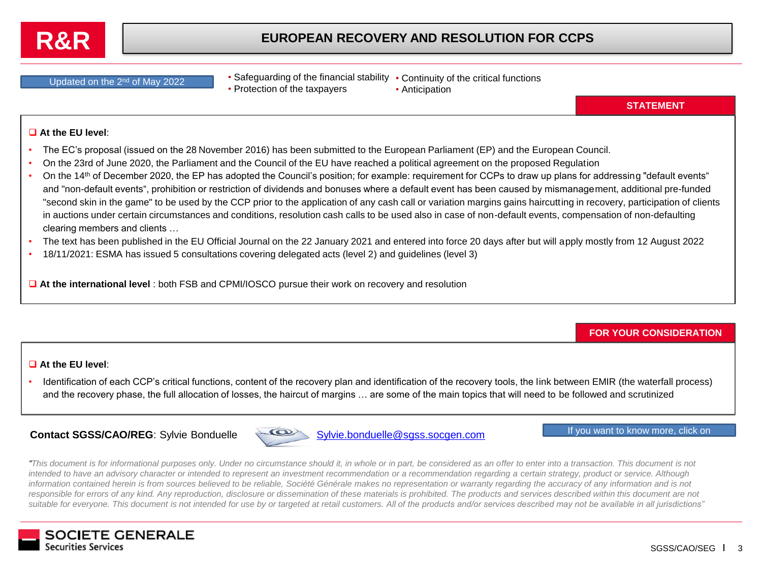# R&R

## EUROPEAN RECOVERY AND RESOLUTION FOR CCPS

Updated on the 2nd of May 2022

- Safeguarding of the financial stability
- Protection of the taxpayers
- Continuity of the critical functions
- Anticipation

### STATEMENT

❑ **At the EU level**:

- The EC's proposal (issued on the 28 November 2016) has been submitted to the European Parliament (EP) and the European Council.
- On the 23rd of June 2020, the Parliament and the Council of the EU have reached a political agreement on the proposed Regulation
- On the 14th of December 2020, the EP has adopted the Council's position; for example: requirement for CCPs to draw up plans for addressing "default events" and "non-default events", prohibition or restriction of dividends and bonuses where a default event has been caused by mismanagement, additional pre-funded "second skin in the game" to be used by the CCP prior to the application of any cash call or variation margins gains haircutting in recovery, participation of clients in auctions under certain circumstances and conditions, resolution cash calls to be used also in case of non-default events, compensation of non-defaulting clearing members and clients …
- The text has been published in the EU Official Journal on the 22 January 2021 and entered into force 20 days after but will apply mostly from 12 August 2022
- 18/11/2021: ESMA has issued 5 consultations covering delegated acts (level 2) and guidelines (level 3)

❑ **At the international level** : both FSB and CPMI/IOSCO pursue their work on recovery and resolution

### FOR YOUR CONSIDERATION

❑ **At the EU level**:

- Identification of each CCP's critical functions, content of the recovery plan and identification of the recovery tools, the link between EMIR (the waterfall process) and the recovery phase, the full allocation of losses, the haircut of margins … are some of the main topics that will need to be followed and scrutinized

**Contact SGSS/CAO/REG**: Sylvie Bonduelle Sylvie.bonduelle@sgss.socgen.com

If you want to know more, click on

*"This document is for informational purposes only. Under no circumstance should it, in whole or in part, be considered as an offer to enter into a transaction. This document is not intended to have an advisory character or intended to represent an investment recommendation or a recommendation regarding a certain strategy, product or service. Although information contained herein is from sources believed to be reliable, Société Générale makes no representation or warranty regarding the accuracy of any information and is not responsible for errors of any kind. Any reproduction, disclosure or dissemination of these materials is prohibited. The products and services described within this document are not suitable for everyone. This document is not intended for use by or targeted at retail customers. All of the products and/or services described may not be available in all jurisdictions"*

SOCIETE GENERALE Securities Services

SGSS/CAO/SEG